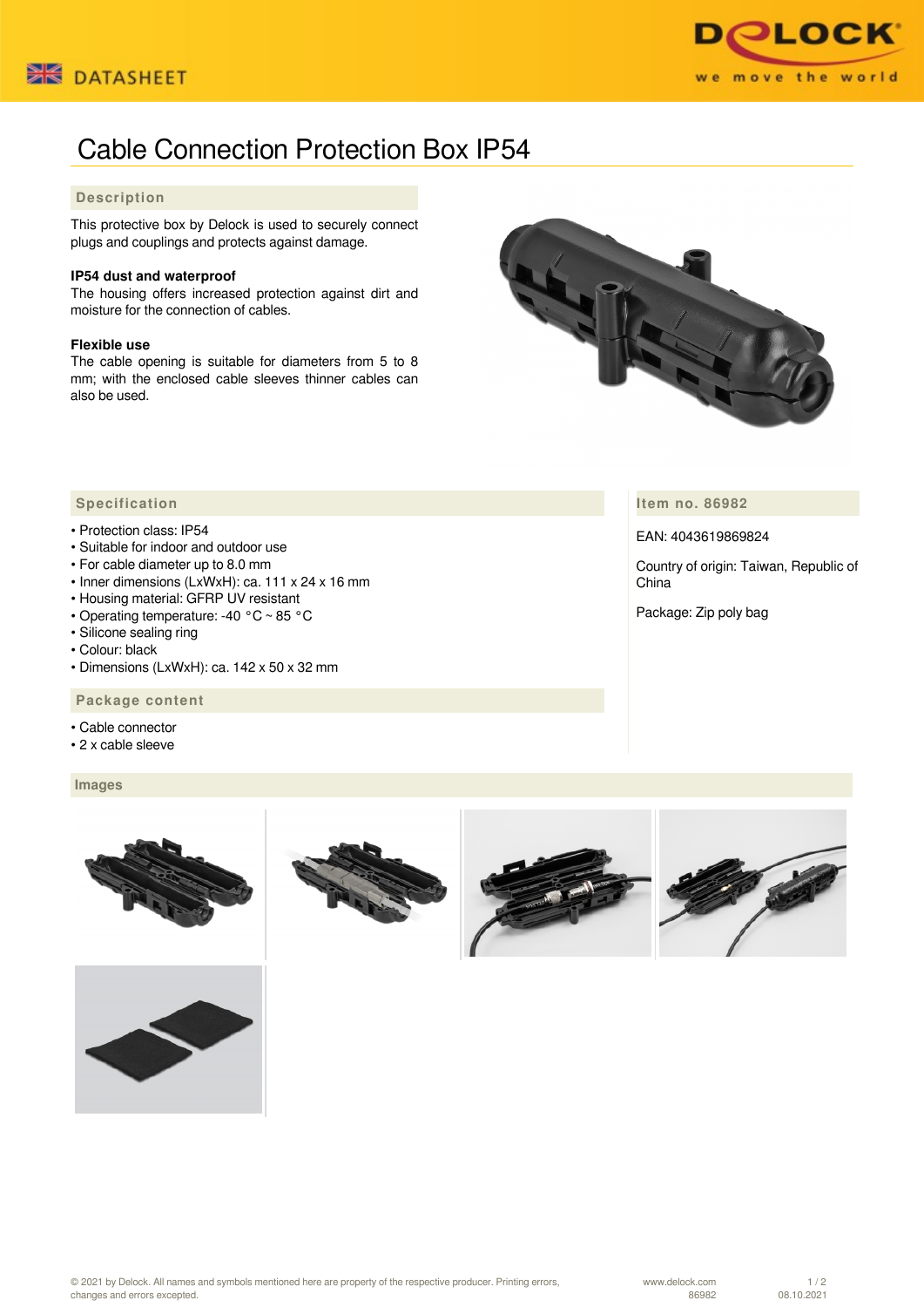# Cable Connection Protection Box IP54

## Description

This protective box by Delock is used to securely connect plugs and couplings and protects against damage.

**IP54 dust and waterproof**
The housing offers increased protection against dirt and moisture for the connection of cables.

**Flexible use**
The cable opening is suitable for diameters from 5 to 8 mm; with the enclosed cable sleeves thinner cables can also be used.

## Specification

- Protection class: IP54
- Suitable for indoor and outdoor use
- For cable diameter up to 8.0 mm
- Inner dimensions (LxWxH): ca. 111 x 24 x 16 mm
- Housing material: GFRP UV resistant
- Operating temperature: -40 °C ~ 85 °C
- Silicone sealing ring
- Colour: black
- Dimensions (LxWxH): ca. 142 x 50 x 32 mm

## Package content

- Cable connector
- 2 x cable sleeve

## Item no. 86982

EAN: 4043619869824

Country of origin: Taiwan, Republic of China

Package: Zip poly bag

## Images

© 2021 by Delock. All names and symbols mentioned here are property of the respective producer. Printing errors, changes and errors excepted.

www.delock.com
86982
08.10.2021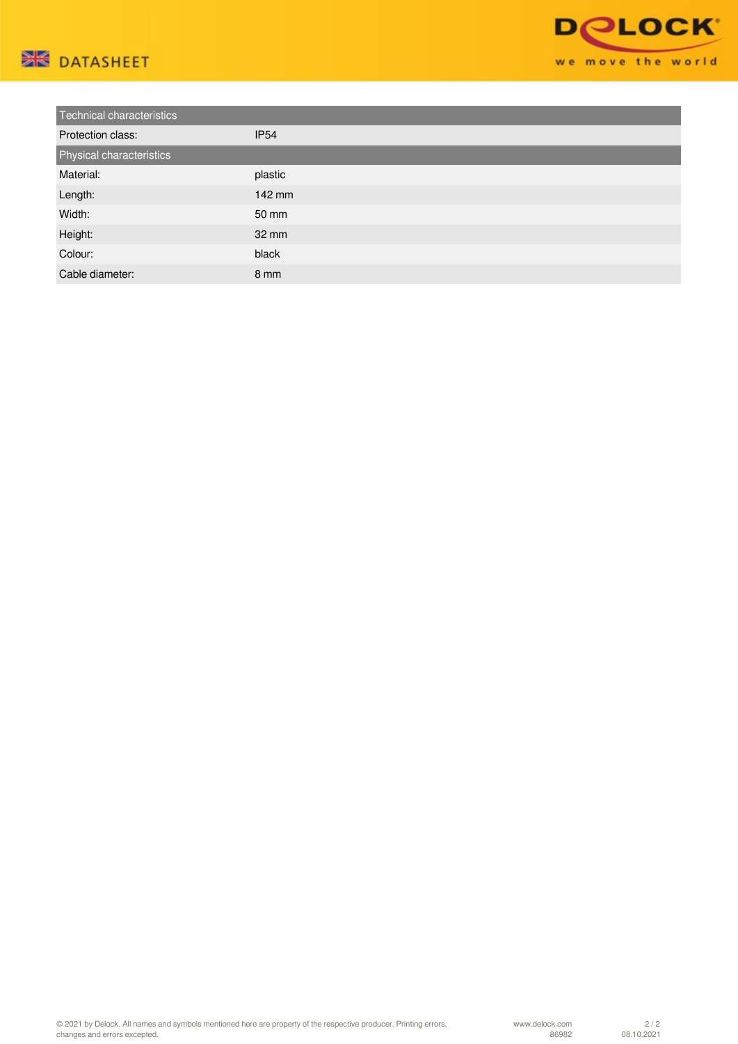| | |
|---|---|
| **Technical characteristics** | |
| Protection class: | IP54 |
| **Physical characteristics** | |
| Material: | plastic |
| Length: | 142 mm |
| Width: | 50 mm |
| Height: | 32 mm |
| Colour: | black |
| Cable diameter: | 8 mm |

© 2021 by Delock. All names and symbols mentioned here are property of the respective producer. Printing errors, changes and errors excepted.